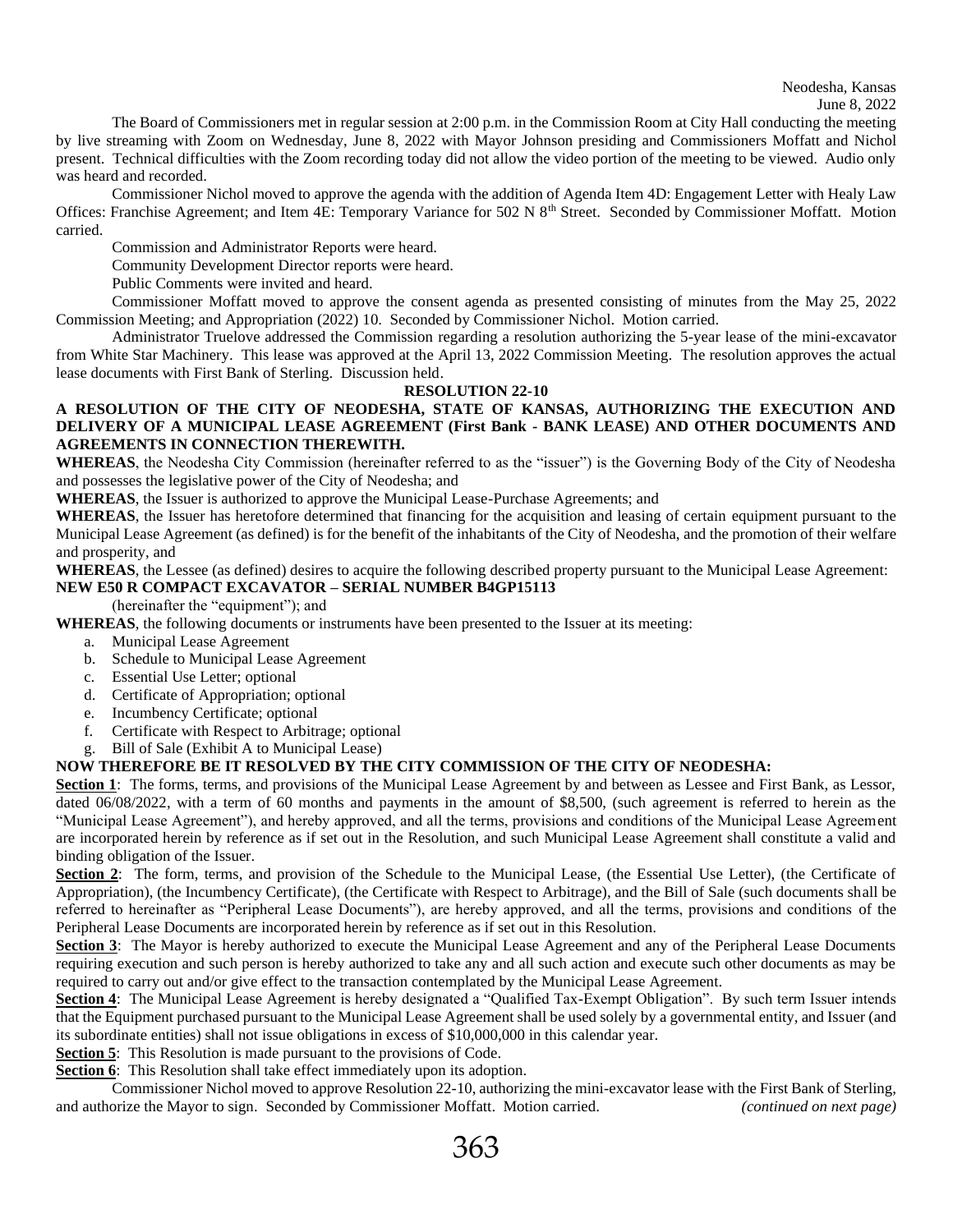Neodesha, Kansas
June 8, 2022

The Board of Commissioners met in regular session at 2:00 p.m. in the Commission Room at City Hall conducting the meeting by live streaming with Zoom on Wednesday, June 8, 2022 with Mayor Johnson presiding and Commissioners Moffatt and Nichol present. Technical difficulties with the Zoom recording today did not allow the video portion of the meeting to be viewed. Audio only was heard and recorded.

Commissioner Nichol moved to approve the agenda with the addition of Agenda Item 4D: Engagement Letter with Healy Law Offices: Franchise Agreement; and Item 4E: Temporary Variance for 502 N 8th Street. Seconded by Commissioner Moffatt. Motion carried.

Commission and Administrator Reports were heard.

Community Development Director reports were heard.

Public Comments were invited and heard.

Commissioner Moffatt moved to approve the consent agenda as presented consisting of minutes from the May 25, 2022 Commission Meeting; and Appropriation (2022) 10. Seconded by Commissioner Nichol. Motion carried.

Administrator Truelove addressed the Commission regarding a resolution authorizing the 5-year lease of the mini-excavator from White Star Machinery. This lease was approved at the April 13, 2022 Commission Meeting. The resolution approves the actual lease documents with First Bank of Sterling. Discussion held.

**RESOLUTION 22-10**

**A RESOLUTION OF THE CITY OF NEODESHA, STATE OF KANSAS, AUTHORIZING THE EXECUTION AND DELIVERY OF A MUNICIPAL LEASE AGREEMENT (First Bank - BANK LEASE) AND OTHER DOCUMENTS AND AGREEMENTS IN CONNECTION THEREWITH.**

**WHEREAS**, the Neodesha City Commission (hereinafter referred to as the "issuer") is the Governing Body of the City of Neodesha and possesses the legislative power of the City of Neodesha; and

**WHEREAS**, the Issuer is authorized to approve the Municipal Lease-Purchase Agreements; and

**WHEREAS**, the Issuer has heretofore determined that financing for the acquisition and leasing of certain equipment pursuant to the Municipal Lease Agreement (as defined) is for the benefit of the inhabitants of the City of Neodesha, and the promotion of their welfare and prosperity, and

**WHEREAS**, the Lessee (as defined) desires to acquire the following described property pursuant to the Municipal Lease Agreement:

**NEW E50 R COMPACT EXCAVATOR – SERIAL NUMBER B4GP15113**

(hereinafter the "equipment"); and

**WHEREAS**, the following documents or instruments have been presented to the Issuer at its meeting:

a. Municipal Lease Agreement
b. Schedule to Municipal Lease Agreement
c. Essential Use Letter; optional
d. Certificate of Appropriation; optional
e. Incumbency Certificate; optional
f. Certificate with Respect to Arbitrage; optional
g. Bill of Sale (Exhibit A to Municipal Lease)

**NOW THEREFORE BE IT RESOLVED BY THE CITY COMMISSION OF THE CITY OF NEODESHA:**

**Section 1**: The forms, terms, and provisions of the Municipal Lease Agreement by and between as Lessee and First Bank, as Lessor, dated 06/08/2022, with a term of 60 months and payments in the amount of $8,500, (such agreement is referred to herein as the "Municipal Lease Agreement"), and hereby approved, and all the terms, provisions and conditions of the Municipal Lease Agreement are incorporated herein by reference as if set out in the Resolution, and such Municipal Lease Agreement shall constitute a valid and binding obligation of the Issuer.

**Section 2**: The form, terms, and provision of the Schedule to the Municipal Lease, (the Essential Use Letter), (the Certificate of Appropriation), (the Incumbency Certificate), (the Certificate with Respect to Arbitrage), and the Bill of Sale (such documents shall be referred to hereinafter as "Peripheral Lease Documents"), are hereby approved, and all the terms, provisions and conditions of the Peripheral Lease Documents are incorporated herein by reference as if set out in this Resolution.

**Section 3**: The Mayor is hereby authorized to execute the Municipal Lease Agreement and any of the Peripheral Lease Documents requiring execution and such person is hereby authorized to take any and all such action and execute such other documents as may be required to carry out and/or give effect to the transaction contemplated by the Municipal Lease Agreement.

**Section 4**: The Municipal Lease Agreement is hereby designated a "Qualified Tax-Exempt Obligation". By such term Issuer intends that the Equipment purchased pursuant to the Municipal Lease Agreement shall be used solely by a governmental entity, and Issuer (and its subordinate entities) shall not issue obligations in excess of $10,000,000 in this calendar year.

**Section 5**: This Resolution is made pursuant to the provisions of Code.

**Section 6**: This Resolution shall take effect immediately upon its adoption.

Commissioner Nichol moved to approve Resolution 22-10, authorizing the mini-excavator lease with the First Bank of Sterling, and authorize the Mayor to sign. Seconded by Commissioner Moffatt. Motion carried. *(continued on next page)*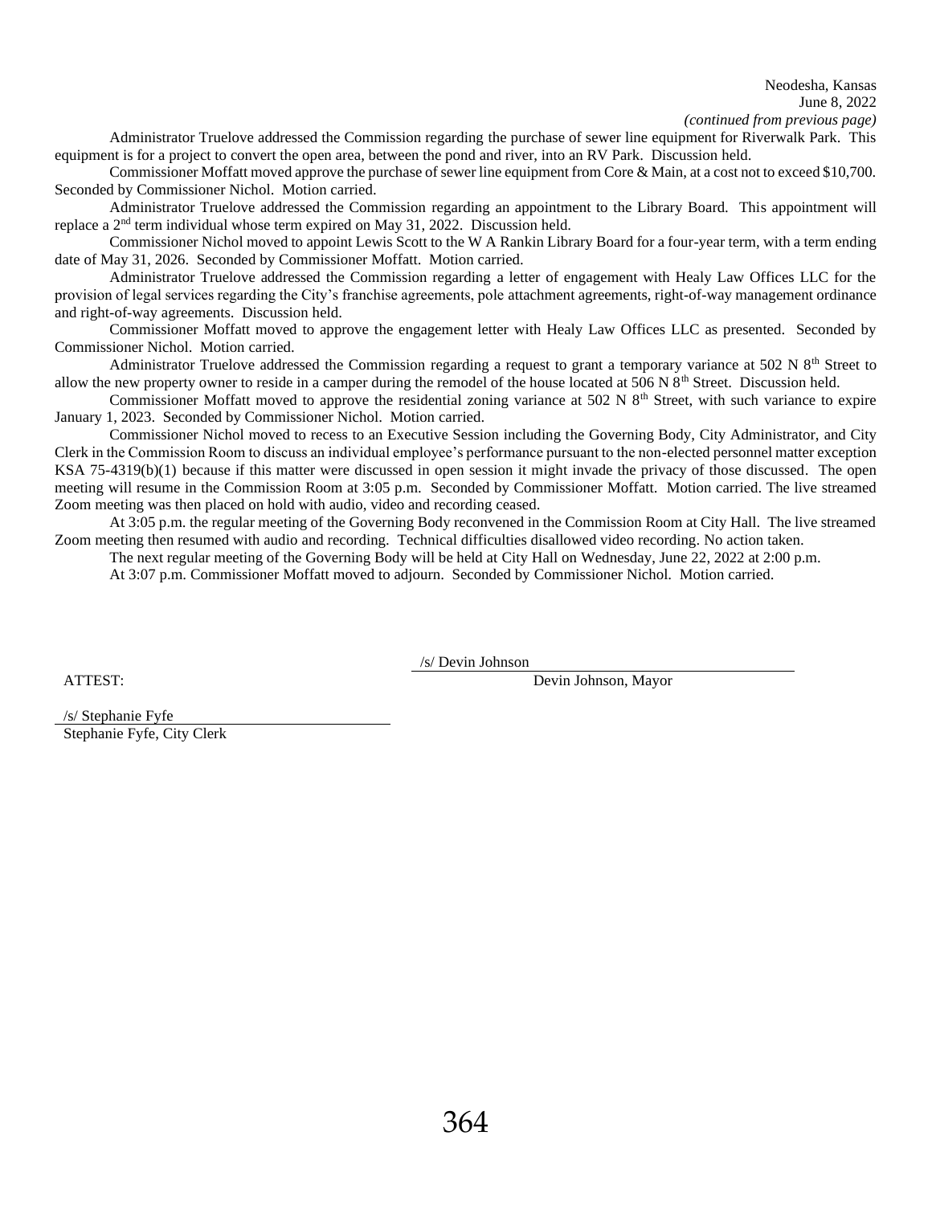Neodesha, Kansas
June 8, 2022
*(continued from previous page)*

Administrator Truelove addressed the Commission regarding the purchase of sewer line equipment for Riverwalk Park. This equipment is for a project to convert the open area, between the pond and river, into an RV Park. Discussion held.

Commissioner Moffatt moved approve the purchase of sewer line equipment from Core & Main, at a cost not to exceed $10,700. Seconded by Commissioner Nichol. Motion carried.

Administrator Truelove addressed the Commission regarding an appointment to the Library Board. This appointment will replace a 2nd term individual whose term expired on May 31, 2022. Discussion held.

Commissioner Nichol moved to appoint Lewis Scott to the W A Rankin Library Board for a four-year term, with a term ending date of May 31, 2026. Seconded by Commissioner Moffatt. Motion carried.

Administrator Truelove addressed the Commission regarding a letter of engagement with Healy Law Offices LLC for the provision of legal services regarding the City's franchise agreements, pole attachment agreements, right-of-way management ordinance and right-of-way agreements. Discussion held.

Commissioner Moffatt moved to approve the engagement letter with Healy Law Offices LLC as presented. Seconded by Commissioner Nichol. Motion carried.

Administrator Truelove addressed the Commission regarding a request to grant a temporary variance at 502 N 8th Street to allow the new property owner to reside in a camper during the remodel of the house located at 506 N 8th Street. Discussion held.

Commissioner Moffatt moved to approve the residential zoning variance at 502 N 8th Street, with such variance to expire January 1, 2023. Seconded by Commissioner Nichol. Motion carried.

Commissioner Nichol moved to recess to an Executive Session including the Governing Body, City Administrator, and City Clerk in the Commission Room to discuss an individual employee's performance pursuant to the non-elected personnel matter exception KSA 75-4319(b)(1) because if this matter were discussed in open session it might invade the privacy of those discussed. The open meeting will resume in the Commission Room at 3:05 p.m. Seconded by Commissioner Moffatt. Motion carried. The live streamed Zoom meeting was then placed on hold with audio, video and recording ceased.

At 3:05 p.m. the regular meeting of the Governing Body reconvened in the Commission Room at City Hall. The live streamed Zoom meeting then resumed with audio and recording. Technical difficulties disallowed video recording. No action taken.

The next regular meeting of the Governing Body will be held at City Hall on Wednesday, June 22, 2022 at 2:00 p.m.

At 3:07 p.m. Commissioner Moffatt moved to adjourn. Seconded by Commissioner Nichol. Motion carried.

/s/ Devin Johnson
Devin Johnson, Mayor

ATTEST:

/s/ Stephanie Fyfe
Stephanie Fyfe, City Clerk